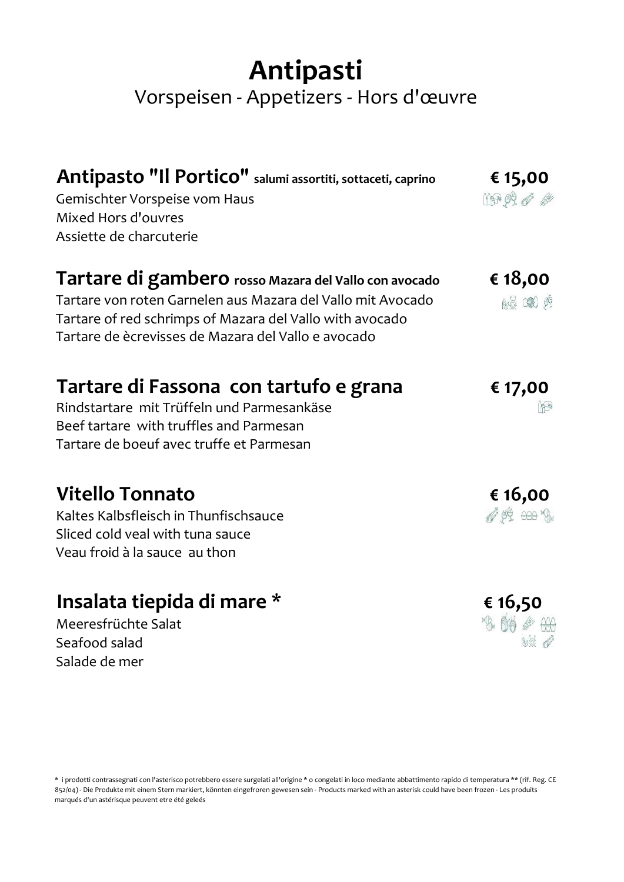# Antipasti

Vorspeisen - Appetizers - Hors d'œuvre

## Antipasto "Il Portico" salumi assortiti, sottaceti, caprino — € 15,00

Gemischter Vorspeise vom Haus
Mixed Hors d'ouvres
Assiette de charcuterie

## Tartare di gambero rosso Mazara del Vallo con avocado — € 18,00

Tartare von roten Garnelen aus Mazara del Vallo mit Avocado
Tartare of red schrimps of Mazara del Vallo with avocado
Tartare de ècrevisses de Mazara del Vallo e avocado

## Tartare di Fassona con tartufo e grana — € 17,00

Rindstartare mit Trüffeln und Parmesankäse
Beef tartare with truffles and Parmesan
Tartare de boeuf avec truffe et Parmesan

## Vitello Tonnato — € 16,00

Kaltes Kalbsfleisch in Thunfischsauce
Sliced cold veal with tuna sauce
Veau froid à la sauce au thon

## Insalata tiepida di mare * — € 16,50

Meeresfrüchte Salat
Seafood salad
Salade de mer

\* i prodotti contrassegnati con l'asterisco potrebbero essere surgelati all'origine * o congelati in loco mediante abbattimento rapido di temperatura ** (rif. Reg. CE 852/04) - Die Produkte mit einem Stern markiert, könnten eingefroren gewesen sein - Products marked with an asterisk could have been frozen - Les produits marqués d'un astérisque peuvent etre été geleés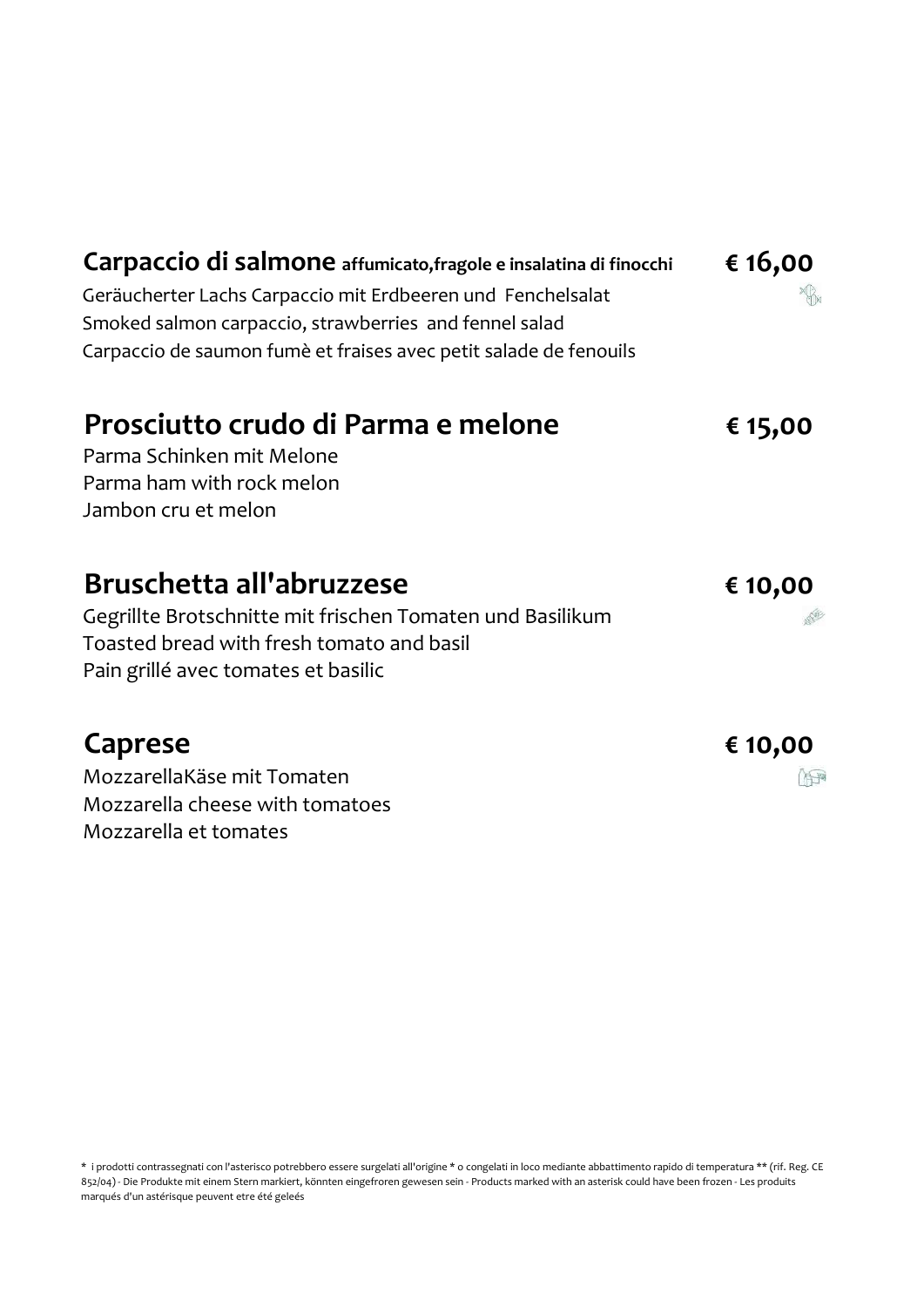## Carpaccio di salmone affumicato,fragole e insalatina di finocchi € 16,00

Geräucherter Lachs Carpaccio mit Erdbeeren und Fenchelsalat
Smoked salmon carpaccio, strawberries and fennel salad
Carpaccio de saumon fumè et fraises avec petit salade de fenouils

## Prosciutto crudo di Parma e melone € 15,00

Parma Schinken mit Melone
Parma ham with rock melon
Jambon cru et melon

## Bruschetta all'abruzzese € 10,00

Gegrillte Brotschnitte mit frischen Tomaten und Basilikum
Toasted bread with fresh tomato and basil
Pain grillé avec tomates et basilic

## Caprese € 10,00

MozzarellaKäse mit Tomaten
Mozzarella cheese with tomatoes
Mozzarella et tomates

* i prodotti contrassegnati con l'asterisco potrebbero essere surgelati all'origine * o congelati in loco mediante abbattimento rapido di temperatura ** (rif. Reg. CE 852/04) - Die Produkte mit einem Stern markiert, könnten eingefroren gewesen sein - Products marked with an asterisk could have been frozen - Les produits marqués d'un astérisque peuvent etre été geleés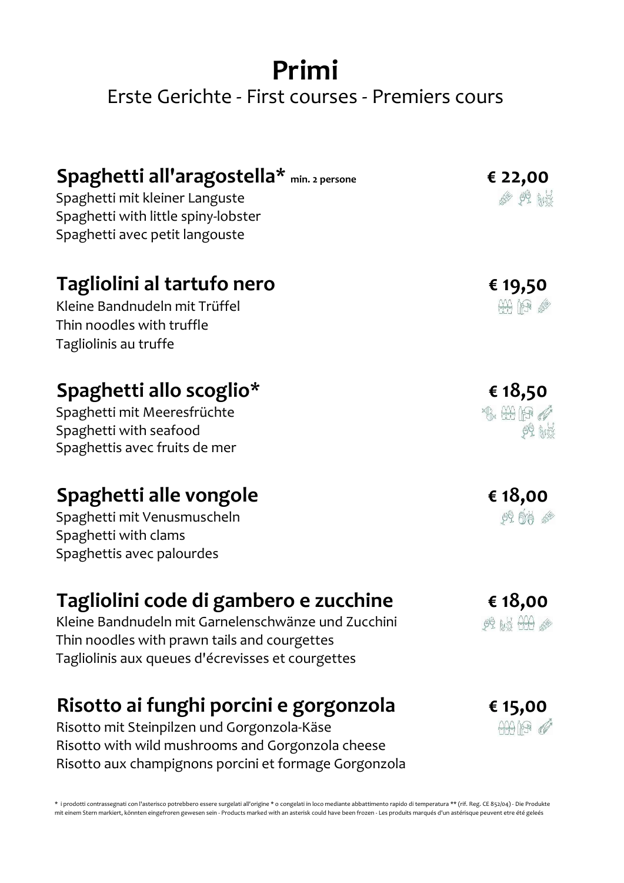# Primi

Erste Gerichte - First courses - Premiers cours

## Spaghetti all'aragostella* min. 2 persone — € 22,00

Spaghetti mit kleiner Languste
Spaghetti with little spiny-lobster
Spaghetti avec petit langouste

## Tagliolini al tartufo nero — € 19,50

Kleine Bandnudeln mit Trüffel
Thin noodles with truffle
Tagliolinis au truffe

## Spaghetti allo scoglio* — € 18,50

Spaghetti mit Meeresfrüchte
Spaghetti with seafood
Spaghettis avec fruits de mer

## Spaghetti alle vongole — € 18,00

Spaghetti mit Venusmuscheln
Spaghetti with clams
Spaghettis avec palourdes

## Tagliolini code di gambero e zucchine — € 18,00

Kleine Bandnudeln mit Garnelenschwänze und Zucchini
Thin noodles with prawn tails and courgettes
Tagliolinis aux queues d'écrevisses et courgettes

## Risotto ai funghi porcini e gorgonzola — € 15,00

Risotto mit Steinpilzen und Gorgonzola-Käse
Risotto with wild mushrooms and Gorgonzola cheese
Risotto aux champignons porcini et formage Gorgonzola

* i prodotti contrassegnati con l'asterisco potrebbero essere surgelati all'origine * o congelati in loco mediante abbattimento rapido di temperatura ** (rif. Reg. CE 852/04) - Die Produkte mit einem Stern markiert, könnten eingefroren gewesen sein - Products marked with an asterisk could have been frozen - Les produits marqués d'un astérisque peuvent etre été geleés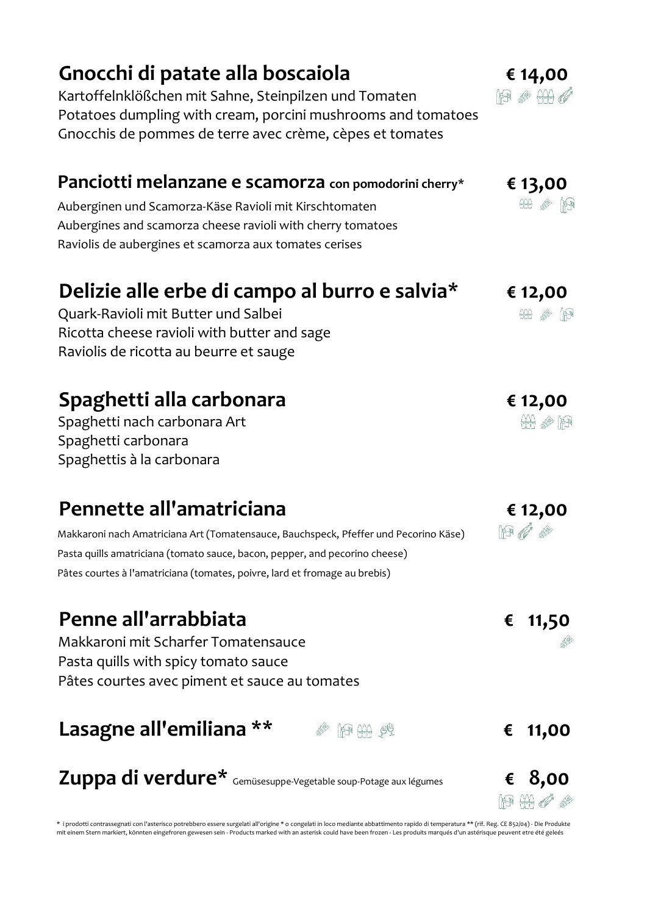## Gnocchi di patate alla boscaiola — € 14,00

Kartoffelnklößchen mit Sahne, Steinpilzen und Tomaten
Potatoes dumpling with cream, porcini mushrooms and tomatoes
Gnocchis de pommes de terre avec crème, cèpes et tomates

## Panciotti melanzane e scamorza con pomodorini cherry* — € 13,00

Auberginen und Scamorza-Käse Ravioli mit Kirschtomaten
Aubergines and scamorza cheese ravioli with cherry tomatoes
Raviolis de aubergines et scamorza aux tomates cerises

## Delizie alle erbe di campo al burro e salvia* — € 12,00

Quark-Ravioli mit Butter und Salbei
Ricotta cheese ravioli with butter and sage
Raviolis de ricotta au beurre et sauge

## Spaghetti alla carbonara — € 12,00

Spaghetti nach carbonara Art
Spaghetti carbonara
Spaghettis à la carbonara

## Pennette all'amatriciana — € 12,00

Makkaroni nach Amatriciana Art (Tomatensauce, Bauchspeck, Pfeffer und Pecorino Käse)
Pasta quills amatriciana (tomato sauce, bacon, pepper, and pecorino cheese)
Pâtes courtes à l'amatriciana (tomates, poivre, lard et fromage au brebis)

## Penne all'arrabbiata — € 11,50

Makkaroni mit Scharfer Tomatensauce
Pasta quills with spicy tomato sauce
Pâtes courtes avec piment et sauce au tomates

## Lasagne all'emiliana ** — € 11,00

## Zuppa di verdure* Gemüsesuppe-Vegetable soup-Potage aux légumes — € 8,00

* i prodotti contrassegnati con l'asterisco potrebbero essere surgelati all'origine * o congelati in loco mediante abbattimento rapido di temperatura ** (rif. Reg. CE 852/04) - Die Produkte mit einem Stern markiert, könnten eingefroren gewesen sein - Products marked with an asterisk could have been frozen - Les produits marqués d'un astérisque peuvent etre été geleés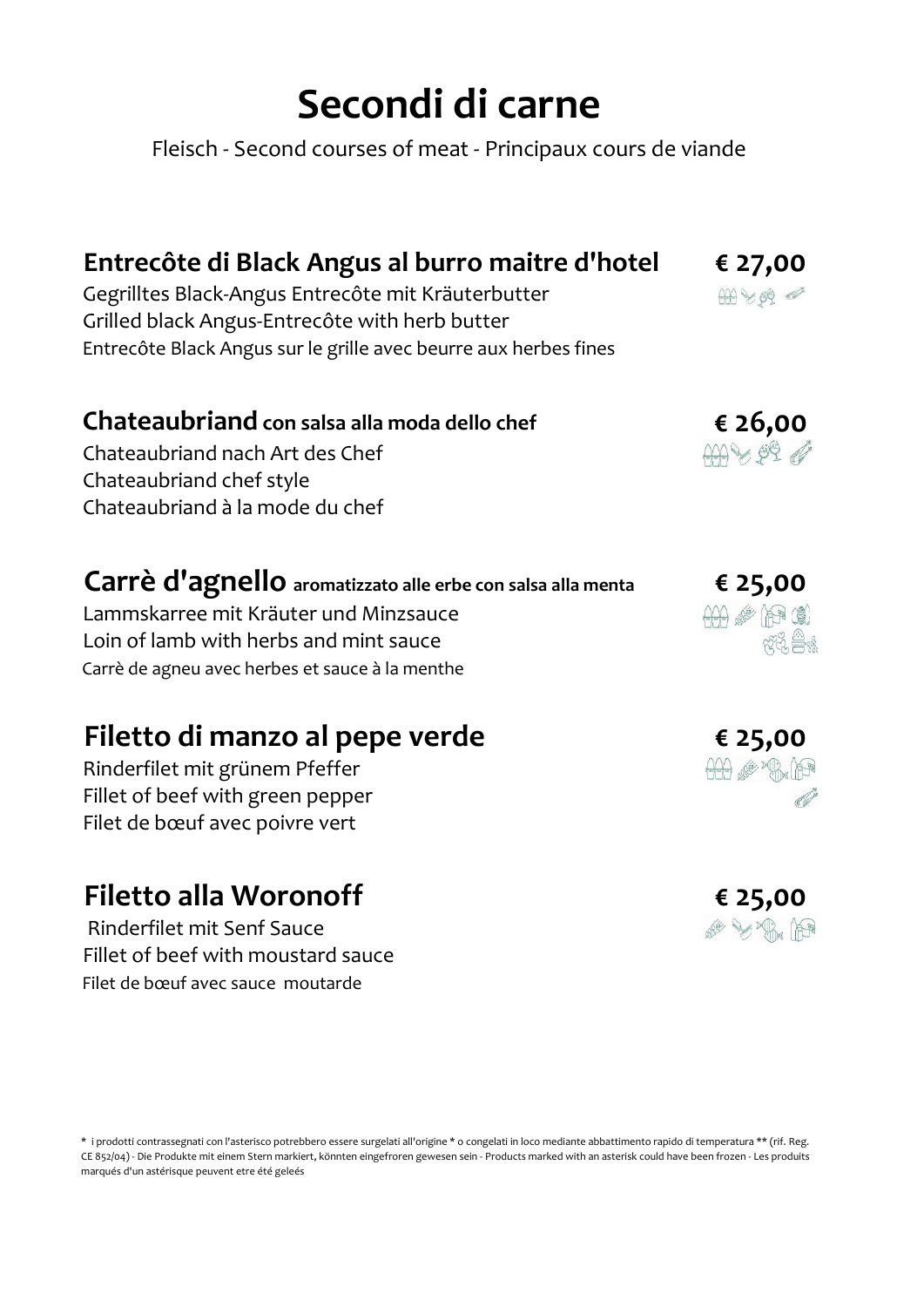# Secondi di carne

Fleisch - Second courses of meat - Principaux cours de viande

## Entrecôte di Black Angus al burro maitre d'hotel — € 27,00

Gegrilltes Black-Angus Entrecôte mit Kräuterbutter
Grilled black Angus-Entrecôte with herb butter
Entrecôte Black Angus sur le grille avec beurre aux herbes fines

## Chateaubriand con salsa alla moda dello chef — € 26,00

Chateaubriand nach Art des Chef
Chateaubriand chef style
Chateaubriand à la mode du chef

## Carrè d'agnello aromatizzato alle erbe con salsa alla menta — € 25,00

Lammskarree mit Kräuter und Minzsauce
Loin of lamb with herbs and mint sauce
Carrè de agneu avec herbes et sauce à la menthe

## Filetto di manzo al pepe verde — € 25,00

Rinderfilet mit grünem Pfeffer
Fillet of beef with green pepper
Filet de bœuf avec poivre vert

## Filetto alla Woronoff — € 25,00

Rinderfilet mit Senf Sauce
Fillet of beef with moustard sauce
Filet de bœuf avec sauce moutarde

* i prodotti contrassegnati con l'asterisco potrebbero essere surgelati all'origine * o congelati in loco mediante abbattimento rapido di temperatura ** (rif. Reg. CE 852/04) - Die Produkte mit einem Stern markiert, könnten eingefroren gewesen sein - Products marked with an asterisk could have been frozen - Les produits marqués d'un astérisque peuvent etre été geleés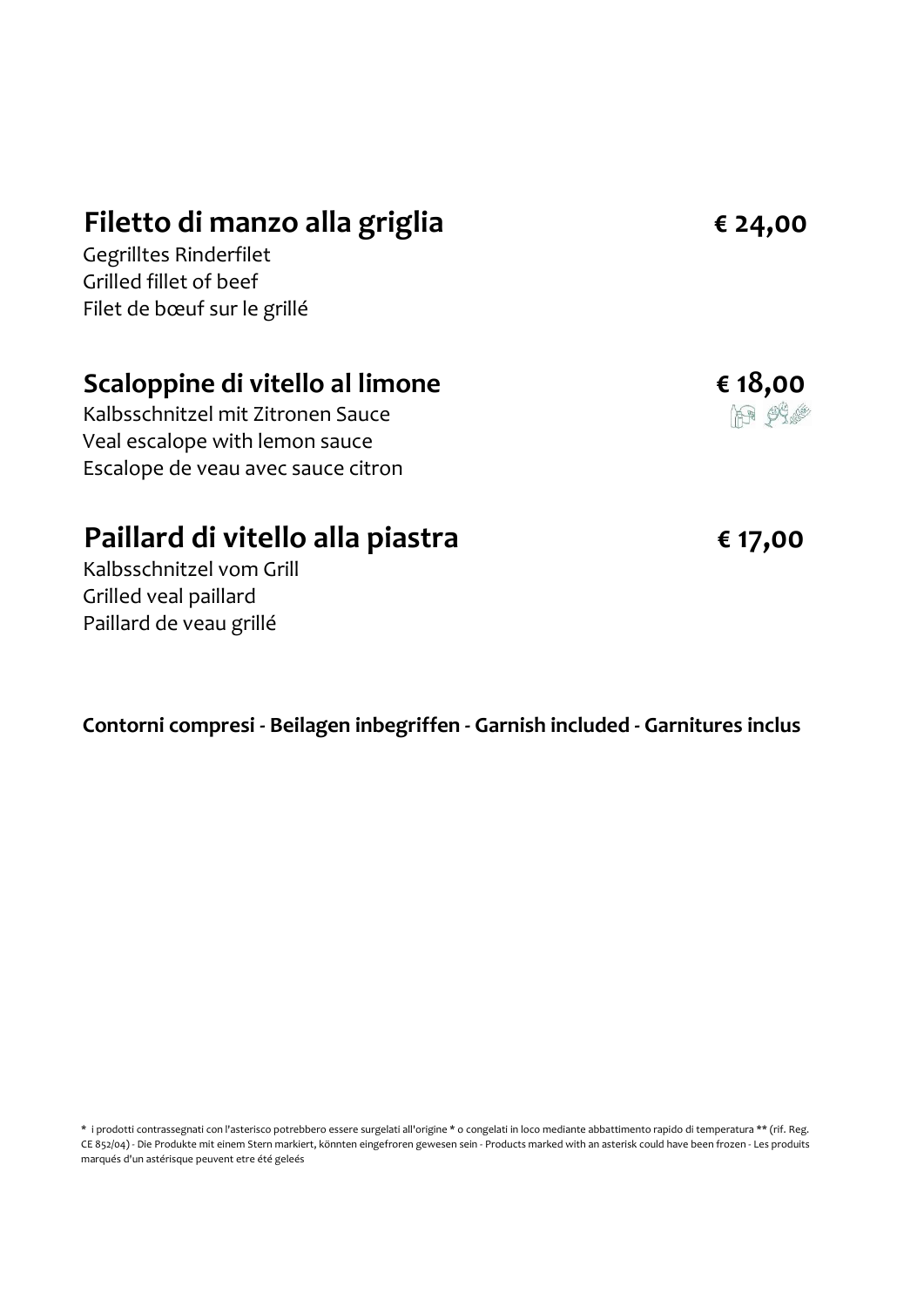## Filetto di manzo alla griglia — € 24,00

Gegrilltes Rinderfilet
Grilled fillet of beef
Filet de bœuf sur le grillé

## Scaloppine di vitello al limone — € 18,00

Kalbsschnitzel mit Zitronen Sauce
Veal escalope with lemon sauce
Escalope de veau avec sauce citron

## Paillard di vitello alla piastra — € 17,00

Kalbsschnitzel vom Grill
Grilled veal paillard
Paillard de veau grillé

**Contorni compresi - Beilagen inbegriffen - Garnish included - Garnitures inclus**

* i prodotti contrassegnati con l'asterisco potrebbero essere surgelati all'origine * o congelati in loco mediante abbattimento rapido di temperatura ** (rif. Reg. CE 852/04) - Die Produkte mit einem Stern markiert, könnten eingefroren gewesen sein - Products marked with an asterisk could have been frozen - Les produits marqués d'un astérisque peuvent etre été geleés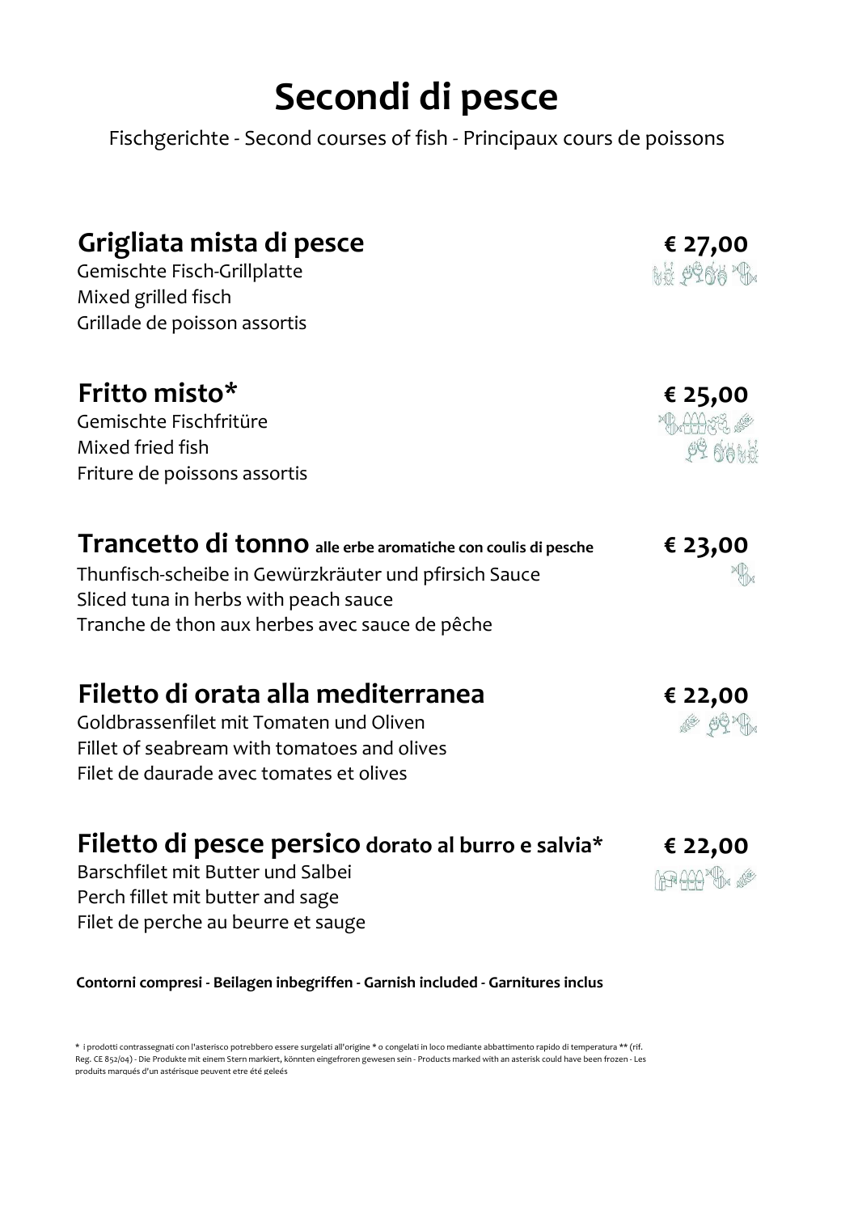# Secondi di pesce

Fischgerichte - Second courses of fish - Principaux cours de poissons

## Grigliata mista di pesce — € 27,00

Gemischte Fisch-Grillplatte
Mixed grilled fisch
Grillade de poisson assortis

## Fritto misto* — € 25,00

Gemischte Fischfritüre
Mixed fried fish
Friture de poissons assortis

## Trancetto di tonno **alle erbe aromatiche con coulis di pesche** — € 23,00

Thunfisch-scheibe in Gewürzkräuter und pfirsich Sauce
Sliced tuna in herbs with peach sauce
Tranche de thon aux herbes avec sauce de pêche

## Filetto di orata alla mediterranea — € 22,00

Goldbrassenfilet mit Tomaten und Oliven
Fillet of seabream with tomatoes and olives
Filet de daurade avec tomates et olives

## Filetto di pesce persico **dorato al burro e salvia*** — € 22,00

Barschfilet mit Butter und Salbei
Perch fillet mit butter and sage
Filet de perche au beurre et sauge

**Contorni compresi - Beilagen inbegriffen - Garnish included - Garnitures inclus**

* i prodotti contrassegnati con l'asterisco potrebbero essere surgelati all'origine * o congelati in loco mediante abbattimento rapido di temperatura ** (rif. Reg. CE 852/04) - Die Produkte mit einem Stern markiert, könnten eingefroren gewesen sein - Products marked with an asterisk could have been frozen - Les produits marqués d'un astérisque peuvent etre été geleés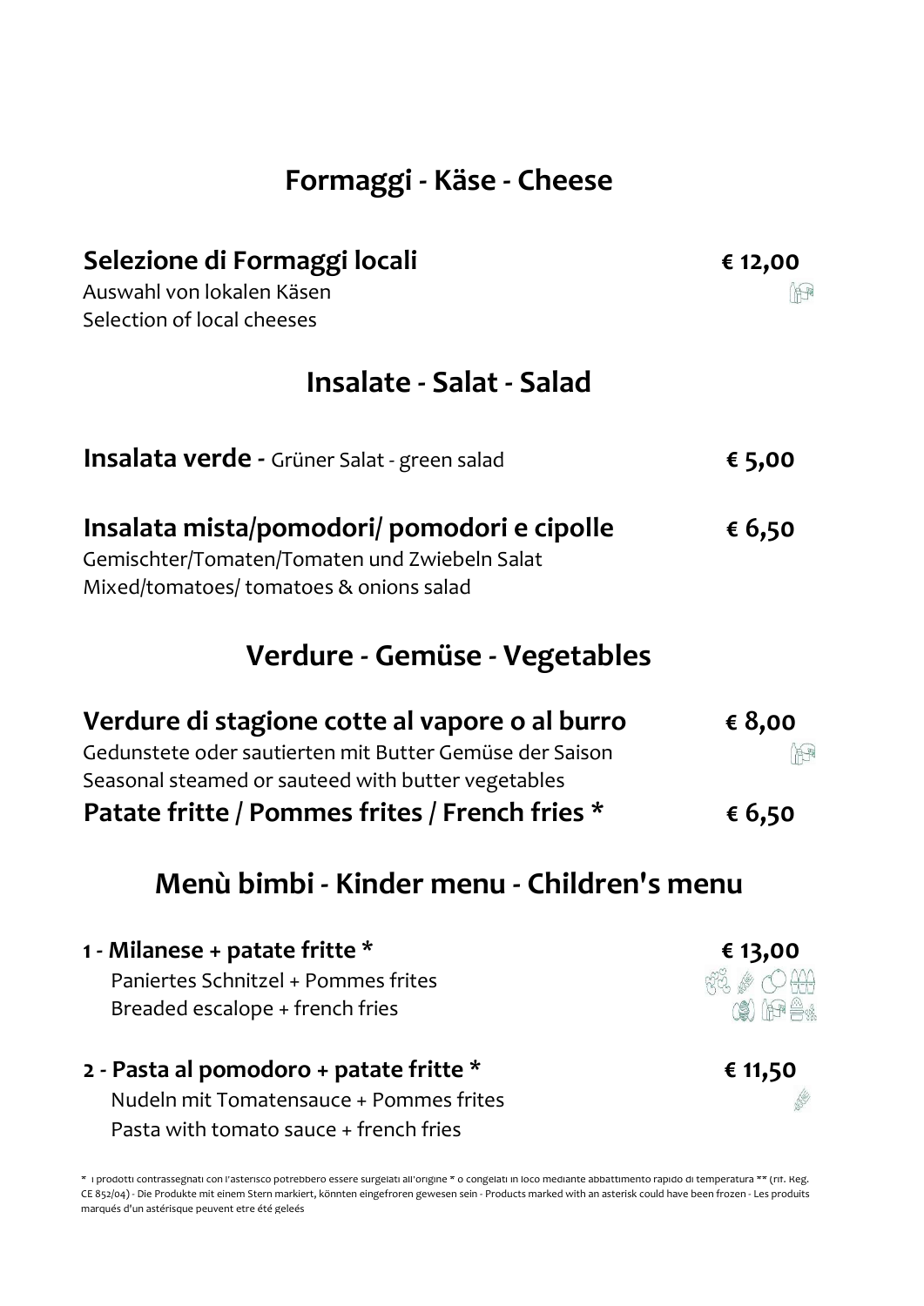## Formaggi - Käse - Cheese

**Selezione di Formaggi locali** **€ 12,00**
Auswahl von lokalen Käsen
Selection of local cheeses

## Insalate - Salat - Salad

**Insalata verde -** Grüner Salat - green salad **€ 5,00**

**Insalata mista/pomodori/ pomodori e cipolle** **€ 6,50**
Gemischter/Tomaten/Tomaten und Zwiebeln Salat
Mixed/tomatoes/ tomatoes & onions salad

## Verdure - Gemüse - Vegetables

**Verdure di stagione cotte al vapore o al burro** **€ 8,00**
Gedunstete oder sautierten mit Butter Gemüse der Saison
Seasonal steamed or sauteed with butter vegetables

**Patate fritte / Pommes frites / French fries *** **€ 6,50**

## Menù bimbi - Kinder menu - Children's menu

**1 - Milanese + patate fritte *** **€ 13,00**
Paniertes Schnitzel + Pommes frites
Breaded escalope + french fries

**2 - Pasta al pomodoro + patate fritte *** **€ 11,50**
Nudeln mit Tomatensauce + Pommes frites
Pasta with tomato sauce + french fries

* I prodotti contrassegnati con l'asterisco potrebbero essere surgelati all'origine * o congelati in loco mediante abbattimento rapido di temperatura ** (rif. Reg. CE 852/04) - Die Produkte mit einem Stern markiert, könnten eingefroren gewesen sein - Products marked with an asterisk could have been frozen - Les produits marqués d'un astérisque peuvent etre été geleés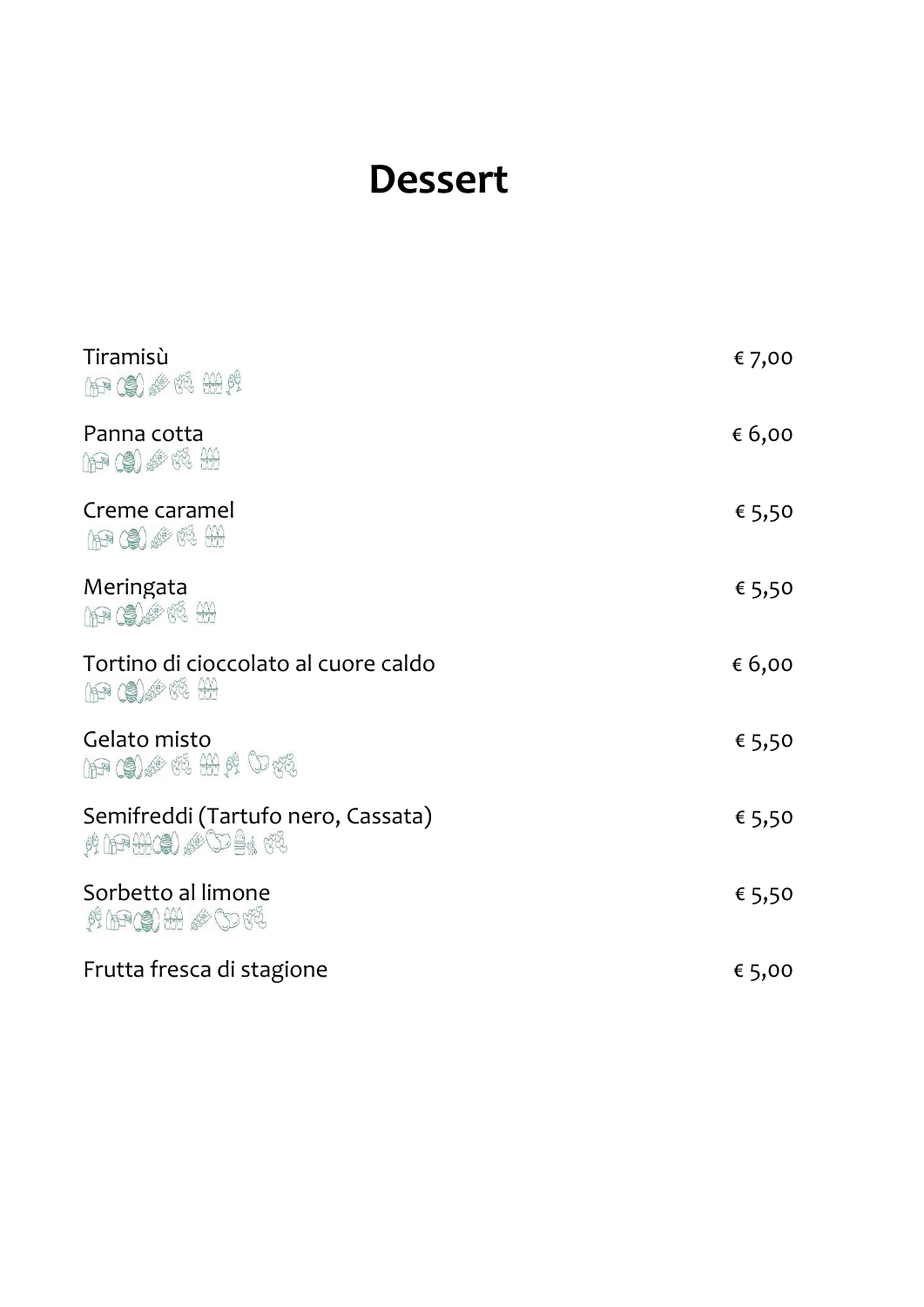# Dessert

| | |
|---|---|
| Tiramisù | € 7,00 |
| Panna cotta | € 6,00 |
| Creme caramel | € 5,50 |
| Meringata | € 5,50 |
| Tortino di cioccolato al cuore caldo | € 6,00 |
| Gelato misto | € 5,50 |
| Semifreddi (Tartufo nero, Cassata) | € 5,50 |
| Sorbetto al limone | € 5,50 |
| Frutta fresca di stagione | € 5,00 |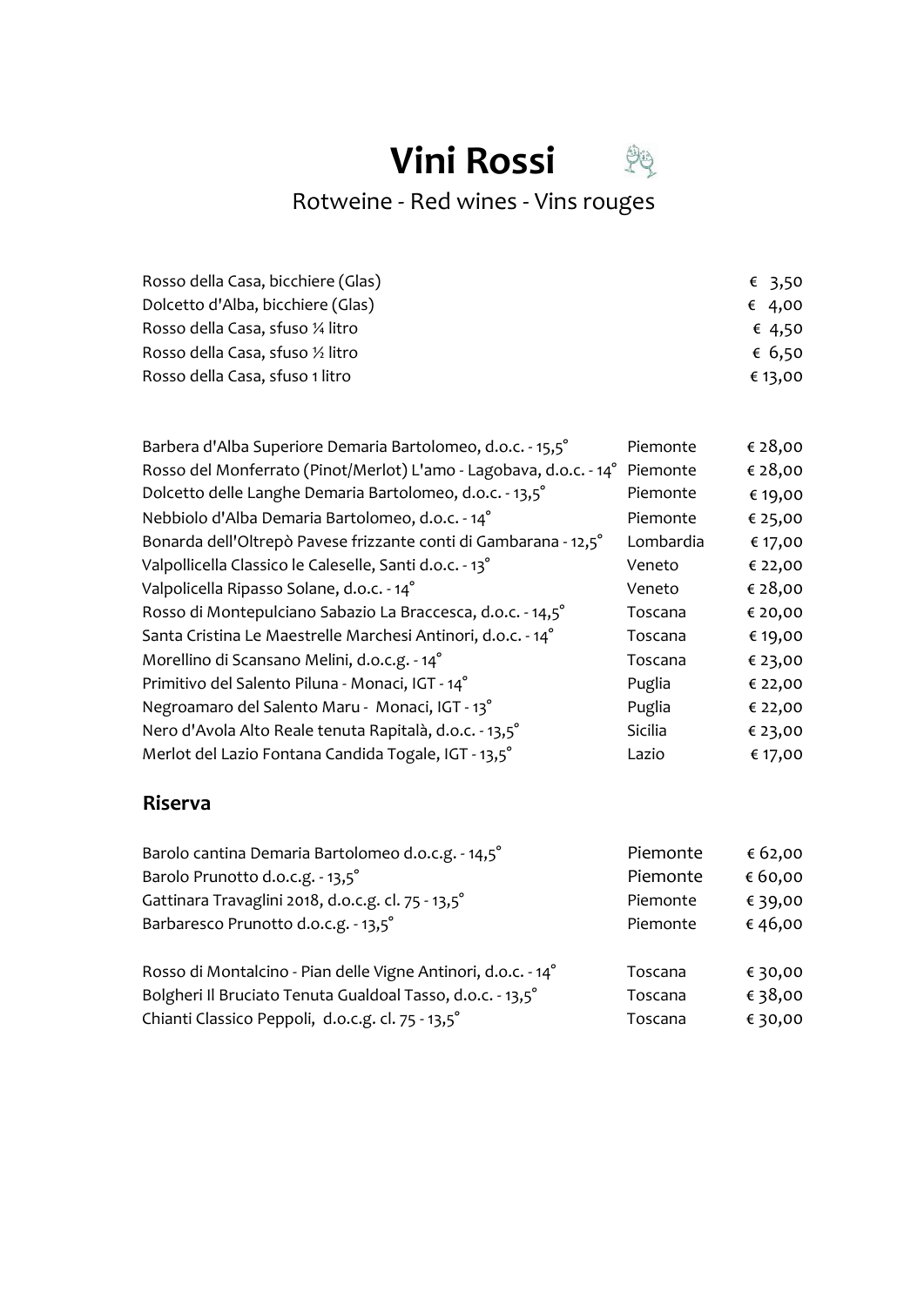# Vini Rossi

Rotweine - Red wines - Vins rouges

| | | |
|---|---|---|
| Rosso della Casa, bicchiere (Glas) | | € 3,50 |
| Dolcetto d'Alba, bicchiere (Glas) | | € 4,00 |
| Rosso della Casa, sfuso ¼ litro | | € 4,50 |
| Rosso della Casa, sfuso ½ litro | | € 6,50 |
| Rosso della Casa, sfuso 1 litro | | € 13,00 |

| | | |
|---|---|---|
| Barbera d'Alba Superiore Demaria Bartolomeo, d.o.c. - 15,5° | Piemonte | € 28,00 |
| Rosso del Monferrato (Pinot/Merlot) L'amo - Lagobava, d.o.c. - 14° | Piemonte | € 28,00 |
| Dolcetto delle Langhe Demaria Bartolomeo, d.o.c. - 13,5° | Piemonte | € 19,00 |
| Nebbiolo d'Alba Demaria Bartolomeo, d.o.c. - 14° | Piemonte | € 25,00 |
| Bonarda dell'Oltrepò Pavese frizzante conti di Gambarana - 12,5° | Lombardia | € 17,00 |
| Valpollicella Classico le Caleselle, Santi d.o.c. - 13° | Veneto | € 22,00 |
| Valpolicella Ripasso Solane, d.o.c. - 14° | Veneto | € 28,00 |
| Rosso di Montepulciano Sabazio La Braccesca, d.o.c. - 14,5° | Toscana | € 20,00 |
| Santa Cristina Le Maestrelle Marchesi Antinori, d.o.c. - 14° | Toscana | € 19,00 |
| Morellino di Scansano Melini, d.o.c.g. - 14° | Toscana | € 23,00 |
| Primitivo del Salento Piluna - Monaci, IGT - 14° | Puglia | € 22,00 |
| Negroamaro del Salento Maru - Monaci, IGT - 13° | Puglia | € 22,00 |
| Nero d'Avola Alto Reale tenuta Rapitalà, d.o.c. - 13,5° | Sicilia | € 23,00 |
| Merlot del Lazio Fontana Candida Togale, IGT - 13,5° | Lazio | € 17,00 |

## Riserva

| | | |
|---|---|---|
| Barolo cantina Demaria Bartolomeo d.o.c.g. - 14,5° | Piemonte | € 62,00 |
| Barolo Prunotto d.o.c.g. - 13,5° | Piemonte | € 60,00 |
| Gattinara Travaglini 2018, d.o.c.g. cl. 75 - 13,5° | Piemonte | € 39,00 |
| Barbaresco Prunotto d.o.c.g. - 13,5° | Piemonte | € 46,00 |
| Rosso di Montalcino - Pian delle Vigne Antinori, d.o.c. - 14° | Toscana | € 30,00 |
| Bolgheri Il Bruciato Tenuta Gualdoal Tasso, d.o.c. - 13,5° | Toscana | € 38,00 |
| Chianti Classico Peppoli, d.o.c.g. cl. 75 - 13,5° | Toscana | € 30,00 |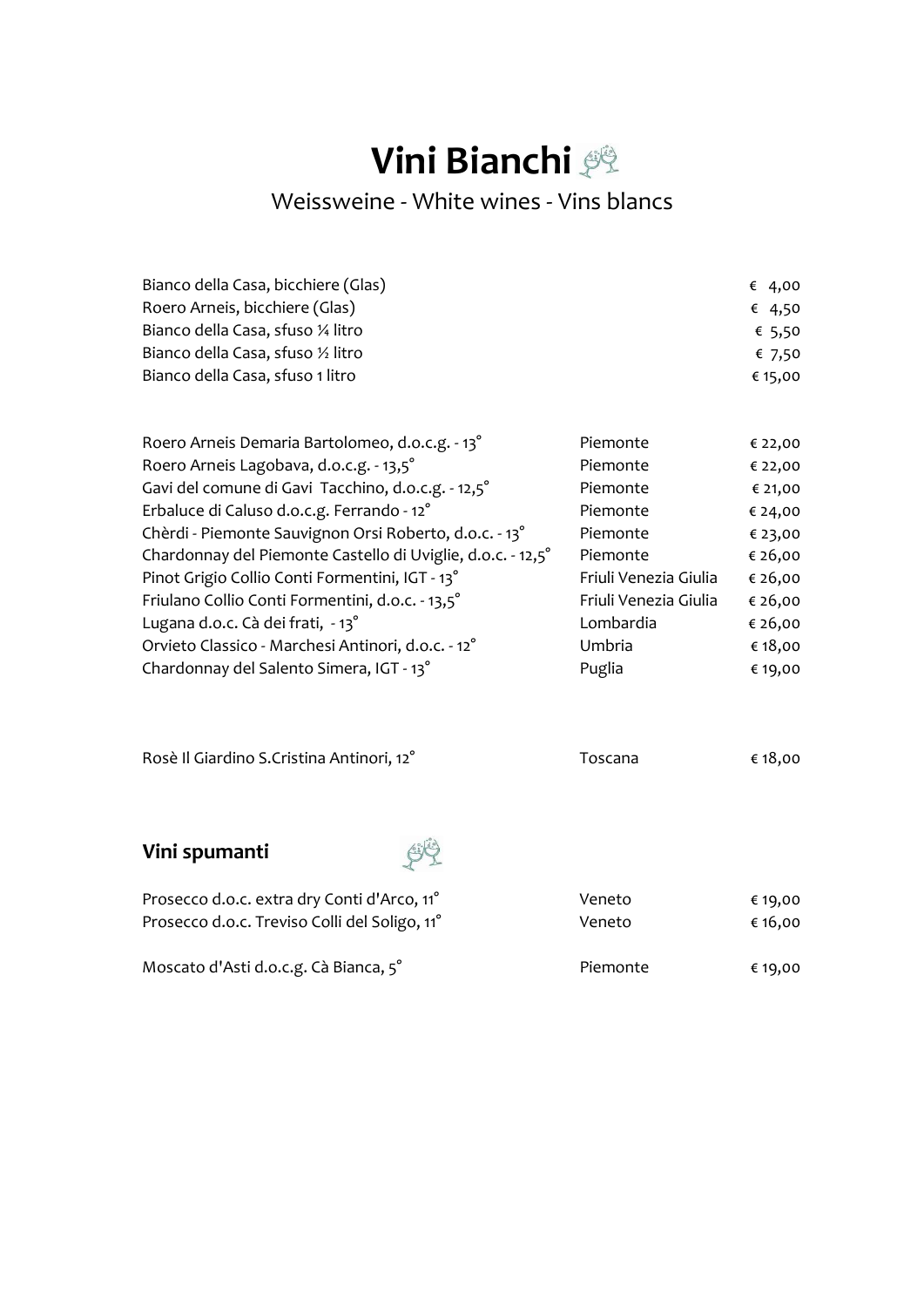# Vini Bianchi

Weissweine - White wines - Vins blancs

| | | |
|---|---|---|
| Bianco della Casa, bicchiere (Glas) | | € 4,00 |
| Roero Arneis, bicchiere (Glas) | | € 4,50 |
| Bianco della Casa, sfuso ¼ litro | | € 5,50 |
| Bianco della Casa, sfuso ½ litro | | € 7,50 |
| Bianco della Casa, sfuso 1 litro | | € 15,00 |

| | | |
|---|---|---|
| Roero Arneis Demaria Bartolomeo, d.o.c.g. - 13° | Piemonte | € 22,00 |
| Roero Arneis Lagobava, d.o.c.g. - 13,5° | Piemonte | € 22,00 |
| Gavi del comune di Gavi Tacchino, d.o.c.g. - 12,5° | Piemonte | € 21,00 |
| Erbaluce di Caluso d.o.c.g. Ferrando - 12° | Piemonte | € 24,00 |
| Chèrdi - Piemonte Sauvignon Orsi Roberto, d.o.c. - 13° | Piemonte | € 23,00 |
| Chardonnay del Piemonte Castello di Uviglie, d.o.c. - 12,5° | Piemonte | € 26,00 |
| Pinot Grigio Collio Conti Formentini, IGT - 13° | Friuli Venezia Giulia | € 26,00 |
| Friulano Collio Conti Formentini, d.o.c. - 13,5° | Friuli Venezia Giulia | € 26,00 |
| Lugana d.o.c. Cà dei frati, - 13° | Lombardia | € 26,00 |
| Orvieto Classico - Marchesi Antinori, d.o.c. - 12° | Umbria | € 18,00 |
| Chardonnay del Salento Simera, IGT - 13° | Puglia | € 19,00 |

| | | |
|---|---|---|
| Rosè Il Giardino S.Cristina Antinori, 12° | Toscana | € 18,00 |

## Vini spumanti

| | | |
|---|---|---|
| Prosecco d.o.c. extra dry Conti d'Arco, 11° | Veneto | € 19,00 |
| Prosecco d.o.c. Treviso Colli del Soligo, 11° | Veneto | € 16,00 |
| Moscato d'Asti d.o.c.g. Cà Bianca, 5° | Piemonte | € 19,00 |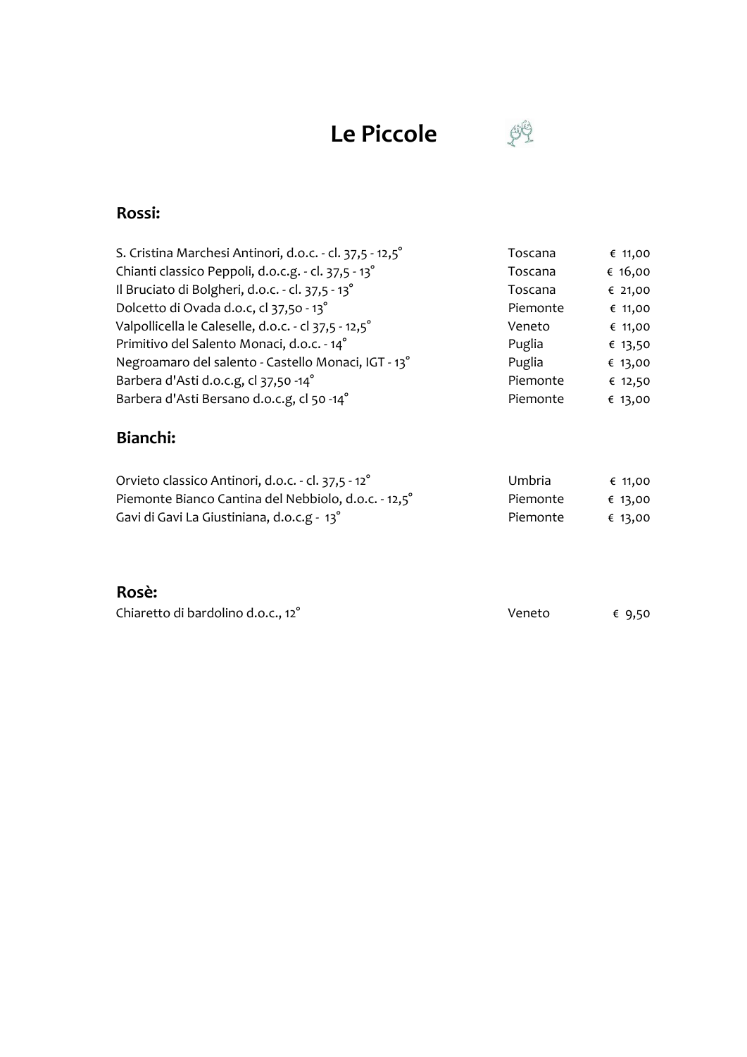# Le Piccole

## Rossi:

| | | |
|---|---|---|
| S. Cristina Marchesi Antinori, d.o.c. - cl. 37,5 - 12,5° | Toscana | € 11,00 |
| Chianti classico Peppoli, d.o.c.g. - cl. 37,5 - 13° | Toscana | € 16,00 |
| Il Bruciato di Bolgheri, d.o.c. - cl. 37,5 - 13° | Toscana | € 21,00 |
| Dolcetto di Ovada d.o.c, cl 37,50 - 13° | Piemonte | € 11,00 |
| Valpollicella le Caleselle, d.o.c. - cl 37,5 - 12,5° | Veneto | € 11,00 |
| Primitivo del Salento Monaci, d.o.c. - 14° | Puglia | € 13,50 |
| Negroamaro del salento - Castello Monaci, IGT - 13° | Puglia | € 13,00 |
| Barbera d'Asti d.o.c.g, cl 37,50 -14° | Piemonte | € 12,50 |
| Barbera d'Asti Bersano d.o.c.g, cl 50 -14° | Piemonte | € 13,00 |

## Bianchi:

| | | |
|---|---|---|
| Orvieto classico Antinori, d.o.c. - cl. 37,5 - 12° | Umbria | € 11,00 |
| Piemonte Bianco Cantina del Nebbiolo, d.o.c. - 12,5° | Piemonte | € 13,00 |
| Gavi di Gavi La Giustiniana, d.o.c.g - 13° | Piemonte | € 13,00 |

## Rosè:

| | | |
|---|---|---|
| Chiaretto di bardolino d.o.c., 12° | Veneto | € 9,50 |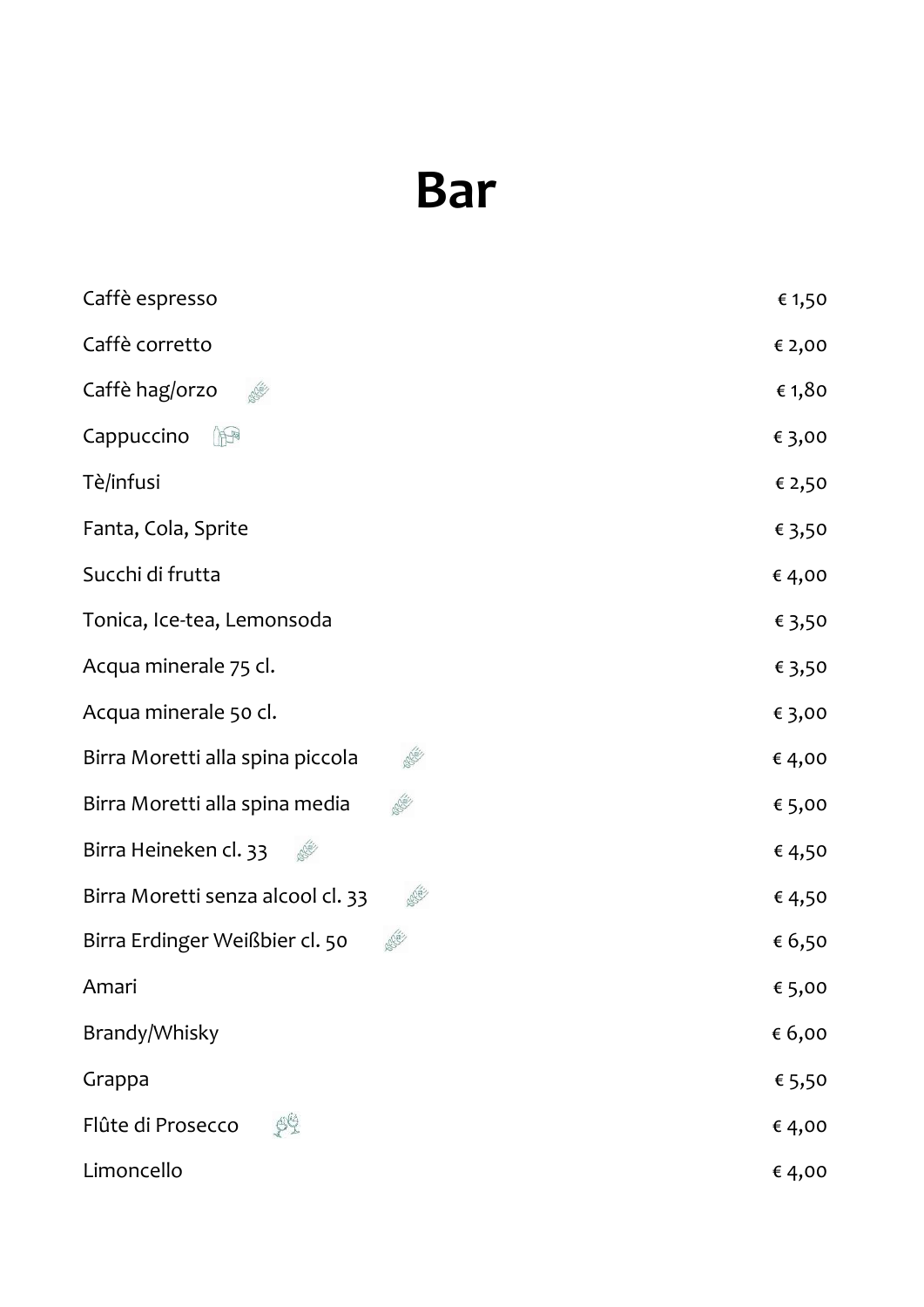# Bar

| | |
|---|---|
| Caffè espresso | € 1,50 |
| Caffè corretto | € 2,00 |
| Caffè hag/orzo | € 1,80 |
| Cappuccino | € 3,00 |
| Tè/infusi | € 2,50 |
| Fanta, Cola, Sprite | € 3,50 |
| Succhi di frutta | € 4,00 |
| Tonica, Ice-tea, Lemonsoda | € 3,50 |
| Acqua minerale 75 cl. | € 3,50 |
| Acqua minerale 50 cl. | € 3,00 |
| Birra Moretti alla spina piccola | € 4,00 |
| Birra Moretti alla spina media | € 5,00 |
| Birra Heineken cl. 33 | € 4,50 |
| Birra Moretti senza alcool cl. 33 | € 4,50 |
| Birra Erdinger Weißbier cl. 50 | € 6,50 |
| Amari | € 5,00 |
| Brandy/Whisky | € 6,00 |
| Grappa | € 5,50 |
| Flûte di Prosecco | € 4,00 |
| Limoncello | € 4,00 |